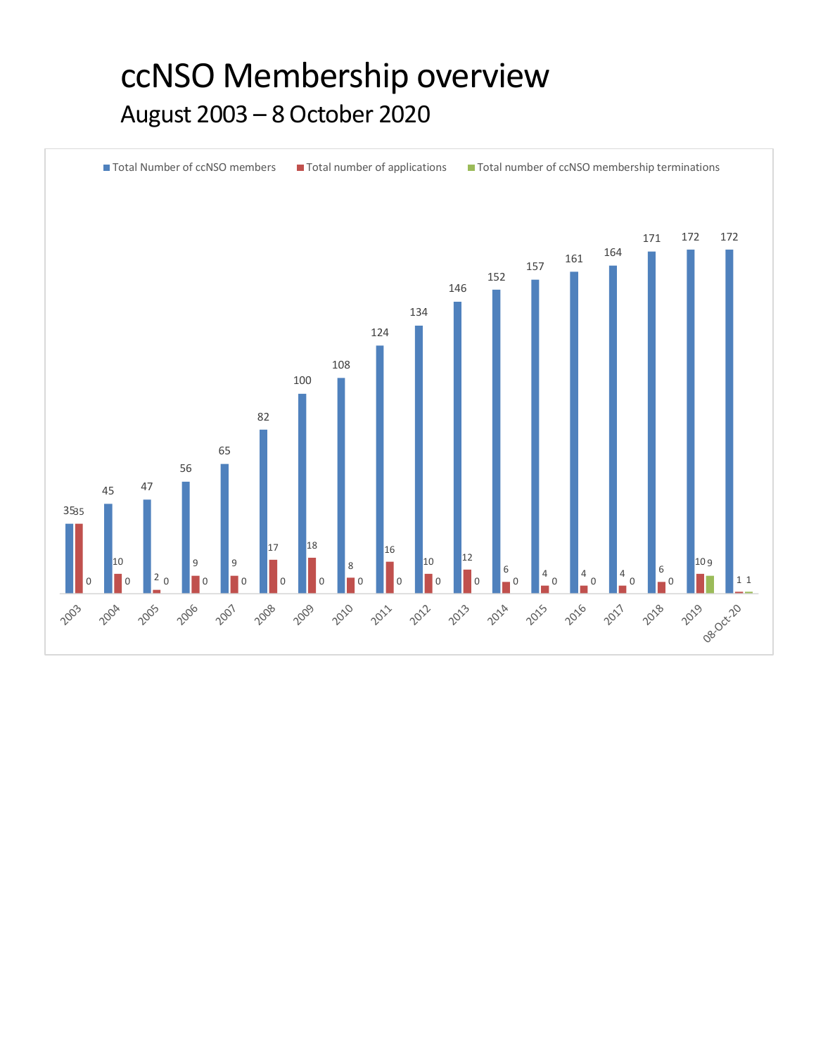# ccNSO Membership overview

## August 2003 – 8 October 2020

| Year | Total Number of ccNSO members | Total number of applications | Total number of ccNSO membership terminations |
|---|---|---|---|
| 2003 | 35 | 35 | 0 |
| 2004 | 45 | 10 | 0 |
| 2005 | 47 | 2 | 0 |
| 2006 | 56 | 9 | 0 |
| 2007 | 65 | 9 | 0 |
| 2008 | 82 | 17 | 0 |
| 2009 | 100 | 18 | 0 |
| 2010 | 108 | 8 | 0 |
| 2011 | 124 | 16 | 0 |
| 2012 | 134 | 10 | 0 |
| 2013 | 146 | 12 | 0 |
| 2014 | 152 | 6 | 0 |
| 2015 | 157 | 4 | 0 |
| 2016 | 161 | 4 | 0 |
| 2017 | 164 | 4 | 0 |
| 2018 | 171 | 6 | 0 |
| 2019 | 172 | 10 | 9 |
| 08-Oct-20 | 172 | 1 | 1 |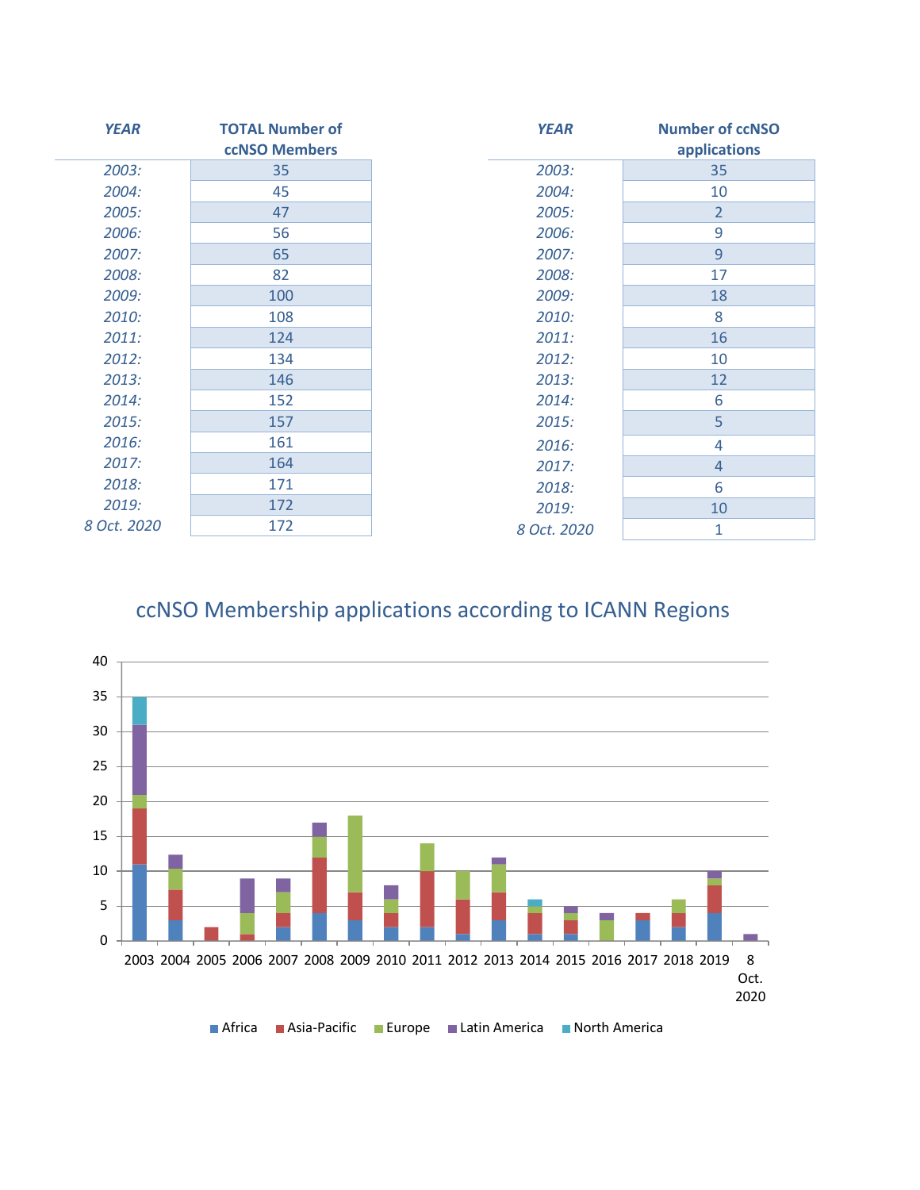| YEAR | TOTAL Number of ccNSO Members |
|---|---|
| *2003:* | 35 |
| *2004:* | 45 |
| *2005:* | 47 |
| *2006:* | 56 |
| *2007:* | 65 |
| *2008:* | 82 |
| *2009:* | 100 |
| *2010:* | 108 |
| *2011:* | 124 |
| *2012:* | 134 |
| *2013:* | 146 |
| *2014:* | 152 |
| *2015:* | 157 |
| *2016:* | 161 |
| *2017:* | 164 |
| *2018:* | 171 |
| *2019:* | 172 |
| *8 Oct. 2020* | 172 |

| YEAR | Number of ccNSO applications |
|---|---|
| *2003:* | 35 |
| *2004:* | 10 |
| *2005:* | 2 |
| *2006:* | 9 |
| *2007:* | 9 |
| *2008:* | 17 |
| *2009:* | 18 |
| *2010:* | 8 |
| *2011:* | 16 |
| *2012:* | 10 |
| *2013:* | 12 |
| *2014:* | 6 |
| *2015:* | 5 |
| *2016:* | 4 |
| *2017:* | 4 |
| *2018:* | 6 |
| *2019:* | 10 |
| *8 Oct. 2020* | 1 |

## ccNSO Membership applications according to ICANN Regions

■ Africa ■ Asia-Pacific ■ Europe ■ Latin America ■ North America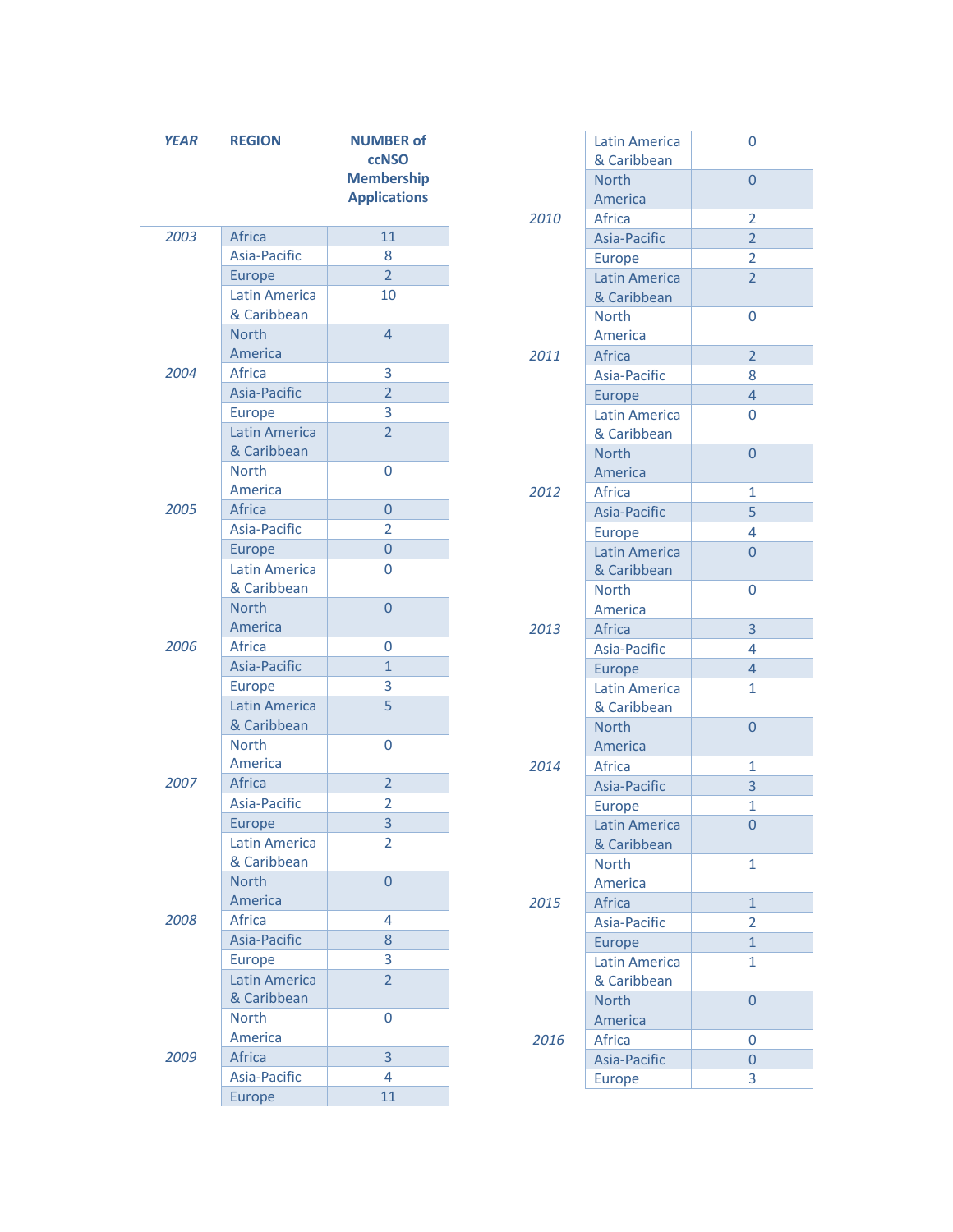| YEAR | REGION | NUMBER of ccNSO Membership Applications |
|---|---|---|
| *2003* | Africa | 11 |
| | Asia-Pacific | 8 |
| | Europe | 2 |
| | Latin America & Caribbean | 10 |
| | North America | 4 |
| *2004* | Africa | 3 |
| | Asia-Pacific | 2 |
| | Europe | 3 |
| | Latin America & Caribbean | 2 |
| | North America | 0 |
| *2005* | Africa | 0 |
| | Asia-Pacific | 2 |
| | Europe | 0 |
| | Latin America & Caribbean | 0 |
| | North America | 0 |
| *2006* | Africa | 0 |
| | Asia-Pacific | 1 |
| | Europe | 3 |
| | Latin America & Caribbean | 5 |
| | North America | 0 |
| *2007* | Africa | 2 |
| | Asia-Pacific | 2 |
| | Europe | 3 |
| | Latin America & Caribbean | 2 |
| | North America | 0 |
| *2008* | Africa | 4 |
| | Asia-Pacific | 8 |
| | Europe | 3 |
| | Latin America & Caribbean | 2 |
| | North America | 0 |
| *2009* | Africa | 3 |
| | Asia-Pacific | 4 |
| | Europe | 11 |
| | Latin America & Caribbean | 0 |
| | North America | 0 |
| *2010* | Africa | 2 |
| | Asia-Pacific | 2 |
| | Europe | 2 |
| | Latin America & Caribbean | 2 |
| | North America | 0 |
| *2011* | Africa | 2 |
| | Asia-Pacific | 8 |
| | Europe | 4 |
| | Latin America & Caribbean | 0 |
| | North America | 0 |
| *2012* | Africa | 1 |
| | Asia-Pacific | 5 |
| | Europe | 4 |
| | Latin America & Caribbean | 0 |
| | North America | 0 |
| *2013* | Africa | 3 |
| | Asia-Pacific | 4 |
| | Europe | 4 |
| | Latin America & Caribbean | 1 |
| | North America | 0 |
| *2014* | Africa | 1 |
| | Asia-Pacific | 3 |
| | Europe | 1 |
| | Latin America & Caribbean | 0 |
| | North America | 1 |
| *2015* | Africa | 1 |
| | Asia-Pacific | 2 |
| | Europe | 1 |
| | Latin America & Caribbean | 1 |
| | North America | 0 |
| *2016* | Africa | 0 |
| | Asia-Pacific | 0 |
| | Europe | 3 |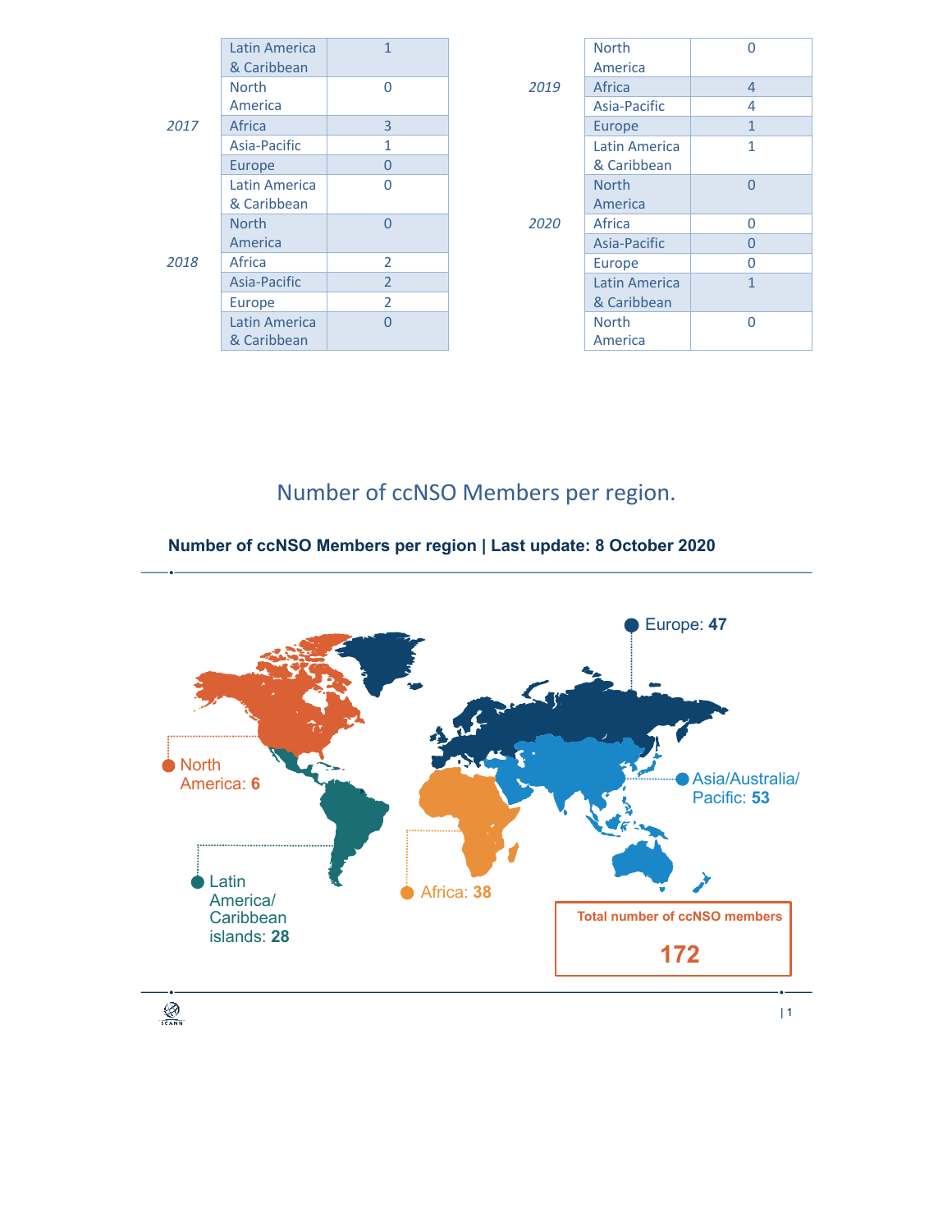| | | |
|---|---|---|
| | Latin America & Caribbean | 1 |
| | North America | 0 |
| *2017* | Africa | 3 |
| | Asia-Pacific | 1 |
| | Europe | 0 |
| | Latin America & Caribbean | 0 |
| | North America | 0 |
| *2018* | Africa | 2 |
| | Asia-Pacific | 2 |
| | Europe | 2 |
| | Latin America & Caribbean | 0 |
| | North America | 0 |
| *2019* | Africa | 4 |
| | Asia-Pacific | 4 |
| | Europe | 1 |
| | Latin America & Caribbean | 1 |
| | North America | 0 |
| *2020* | Africa | 0 |
| | Asia-Pacific | 0 |
| | Europe | 0 |
| | Latin America & Caribbean | 1 |
| | North America | 0 |

## Number of ccNSO Members per region.

**Number of ccNSO Members per region | Last update: 8 October 2020**

Europe: **47**

North America: **6**

Asia/Australia/ Pacific: **53**

Latin America/ Caribbean islands: **28**

Africa: **38**

**Total number of ccNSO members**

**172**